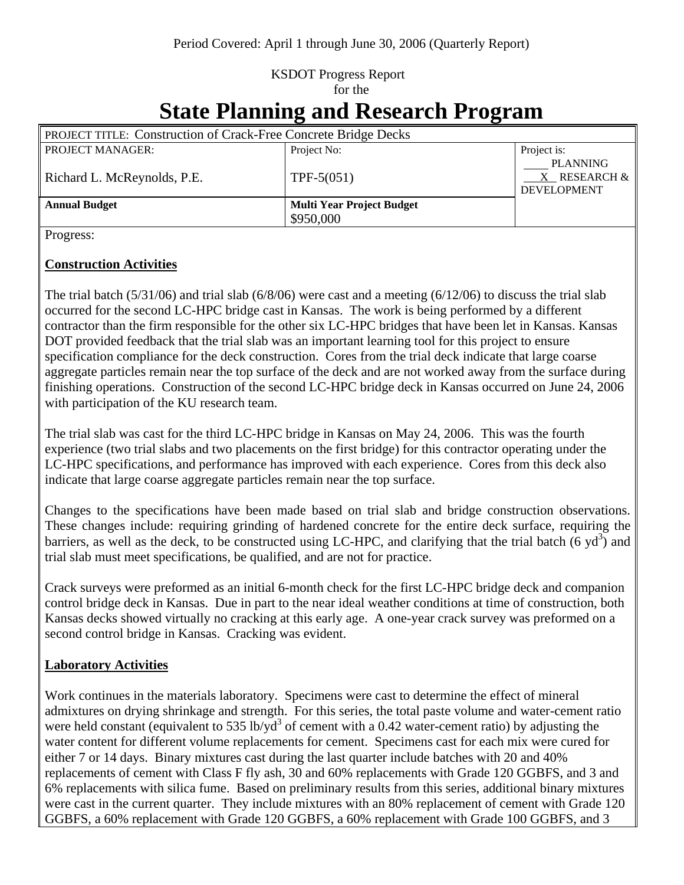Period Covered: April 1 through June 30, 2006 (Quarterly Report)

KSDOT Progress Report
for the

# State Planning and Research Program

| | | |
|---|---|---|
| PROJECT TITLE: Construction of Crack-Free Concrete Bridge Decks | | |
| PROJECT MANAGER: Richard L. McReynolds, P.E. | Project No: TPF-5(051) | Project is: ____ PLANNING __X__ RESEARCH & DEVELOPMENT |
| **Annual Budget** | **Multi Year Project Budget** $950,000 | |

Progress:

**Construction Activities**

The trial batch (5/31/06) and trial slab (6/8/06) were cast and a meeting (6/12/06) to discuss the trial slab occurred for the second LC-HPC bridge cast in Kansas. The work is being performed by a different contractor than the firm responsible for the other six LC-HPC bridges that have been let in Kansas. Kansas DOT provided feedback that the trial slab was an important learning tool for this project to ensure specification compliance for the deck construction. Cores from the trial deck indicate that large coarse aggregate particles remain near the top surface of the deck and are not worked away from the surface during finishing operations. Construction of the second LC-HPC bridge deck in Kansas occurred on June 24, 2006 with participation of the KU research team.

The trial slab was cast for the third LC-HPC bridge in Kansas on May 24, 2006. This was the fourth experience (two trial slabs and two placements on the first bridge) for this contractor operating under the LC-HPC specifications, and performance has improved with each experience. Cores from this deck also indicate that large coarse aggregate particles remain near the top surface.

Changes to the specifications have been made based on trial slab and bridge construction observations. These changes include: requiring grinding of hardened concrete for the entire deck surface, requiring the barriers, as well as the deck, to be constructed using LC-HPC, and clarifying that the trial batch (6 $yd^3$) and trial slab must meet specifications, be qualified, and are not for practice.

Crack surveys were preformed as an initial 6-month check for the first LC-HPC bridge deck and companion control bridge deck in Kansas. Due in part to the near ideal weather conditions at time of construction, both Kansas decks showed virtually no cracking at this early age. A one-year crack survey was preformed on a second control bridge in Kansas. Cracking was evident.

**Laboratory Activities**

Work continues in the materials laboratory. Specimens were cast to determine the effect of mineral admixtures on drying shrinkage and strength. For this series, the total paste volume and water-cement ratio were held constant (equivalent to 535 lb/$yd^3$ of cement with a 0.42 water-cement ratio) by adjusting the water content for different volume replacements for cement. Specimens cast for each mix were cured for either 7 or 14 days. Binary mixtures cast during the last quarter include batches with 20 and 40% replacements of cement with Class F fly ash, 30 and 60% replacements with Grade 120 GGBFS, and 3 and 6% replacements with silica fume. Based on preliminary results from this series, additional binary mixtures were cast in the current quarter. They include mixtures with an 80% replacement of cement with Grade 120 GGBFS, a 60% replacement with Grade 120 GGBFS, a 60% replacement with Grade 100 GGBFS, and 3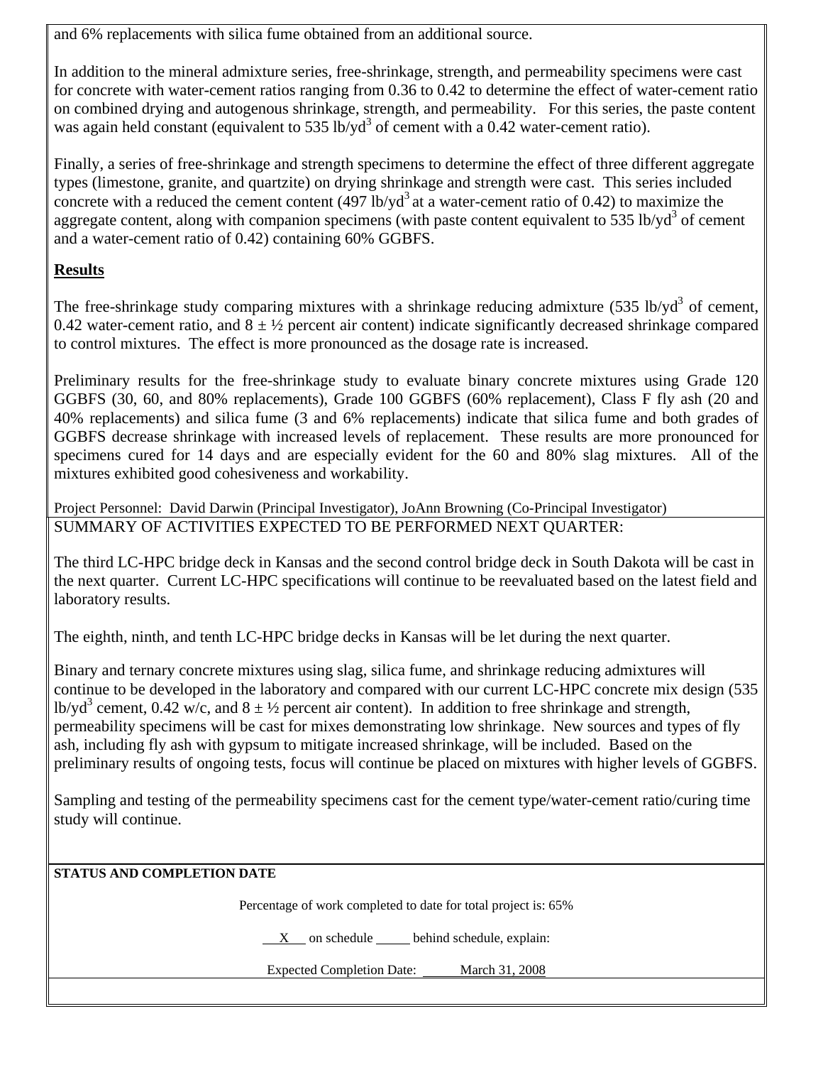and 6% replacements with silica fume obtained from an additional source.

In addition to the mineral admixture series, free-shrinkage, strength, and permeability specimens were cast for concrete with water-cement ratios ranging from 0.36 to 0.42 to determine the effect of water-cement ratio on combined drying and autogenous shrinkage, strength, and permeability. For this series, the paste content was again held constant (equivalent to 535 lb/yd$^3$ of cement with a 0.42 water-cement ratio).

Finally, a series of free-shrinkage and strength specimens to determine the effect of three different aggregate types (limestone, granite, and quartzite) on drying shrinkage and strength were cast. This series included concrete with a reduced the cement content (497 lb/yd$^3$ at a water-cement ratio of 0.42) to maximize the aggregate content, along with companion specimens (with paste content equivalent to 535 lb/yd$^3$ of cement and a water-cement ratio of 0.42) containing 60% GGBFS.

**Results**

The free-shrinkage study comparing mixtures with a shrinkage reducing admixture (535 lb/yd$^3$ of cement, 0.42 water-cement ratio, and 8 ± ½ percent air content) indicate significantly decreased shrinkage compared to control mixtures. The effect is more pronounced as the dosage rate is increased.

Preliminary results for the free-shrinkage study to evaluate binary concrete mixtures using Grade 120 GGBFS (30, 60, and 80% replacements), Grade 100 GGBFS (60% replacement), Class F fly ash (20 and 40% replacements) and silica fume (3 and 6% replacements) indicate that silica fume and both grades of GGBFS decrease shrinkage with increased levels of replacement. These results are more pronounced for specimens cured for 14 days and are especially evident for the 60 and 80% slag mixtures. All of the mixtures exhibited good cohesiveness and workability.

Project Personnel: David Darwin (Principal Investigator), JoAnn Browning (Co-Principal Investigator)

SUMMARY OF ACTIVITIES EXPECTED TO BE PERFORMED NEXT QUARTER:

The third LC-HPC bridge deck in Kansas and the second control bridge deck in South Dakota will be cast in the next quarter. Current LC-HPC specifications will continue to be reevaluated based on the latest field and laboratory results.

The eighth, ninth, and tenth LC-HPC bridge decks in Kansas will be let during the next quarter.

Binary and ternary concrete mixtures using slag, silica fume, and shrinkage reducing admixtures will continue to be developed in the laboratory and compared with our current LC-HPC concrete mix design (535 lb/yd$^3$ cement, 0.42 w/c, and 8 ± ½ percent air content). In addition to free shrinkage and strength, permeability specimens will be cast for mixes demonstrating low shrinkage. New sources and types of fly ash, including fly ash with gypsum to mitigate increased shrinkage, will be included. Based on the preliminary results of ongoing tests, focus will continue be placed on mixtures with higher levels of GGBFS.

Sampling and testing of the permeability specimens cast for the cement type/water-cement ratio/curing time study will continue.

**STATUS AND COMPLETION DATE**

Percentage of work completed to date for total project is: 65%

\_\_X\_\_ on schedule \_\_\_\_\_ behind schedule, explain:

Expected Completion Date: March 31, 2008